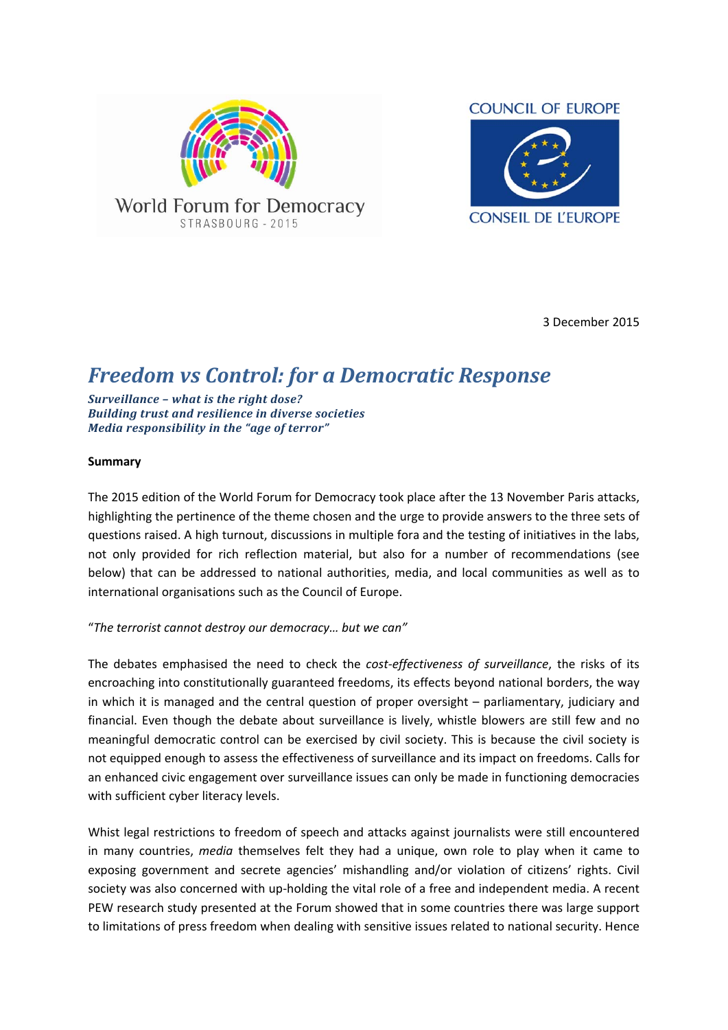World Forum for Democracy
STRASBOURG - 2015

COUNCIL OF EUROPE

CONSEIL DE L'EUROPE

3 December 2015

# *Freedom vs Control: for a Democratic Response*

***Surveillance – what is the right dose?***
***Building trust and resilience in diverse societies***
***Media responsibility in the "age of terror"***

**Summary**

The 2015 edition of the World Forum for Democracy took place after the 13 November Paris attacks, highlighting the pertinence of the theme chosen and the urge to provide answers to the three sets of questions raised. A high turnout, discussions in multiple fora and the testing of initiatives in the labs, not only provided for rich reflection material, but also for a number of recommendations (see below) that can be addressed to national authorities, media, and local communities as well as to international organisations such as the Council of Europe.

"*The terrorist cannot destroy our democracy… but we can*"

The debates emphasised the need to check the *cost-effectiveness of surveillance*, the risks of its encroaching into constitutionally guaranteed freedoms, its effects beyond national borders, the way in which it is managed and the central question of proper oversight – parliamentary, judiciary and financial. Even though the debate about surveillance is lively, whistle blowers are still few and no meaningful democratic control can be exercised by civil society. This is because the civil society is not equipped enough to assess the effectiveness of surveillance and its impact on freedoms. Calls for an enhanced civic engagement over surveillance issues can only be made in functioning democracies with sufficient cyber literacy levels.

Whist legal restrictions to freedom of speech and attacks against journalists were still encountered in many countries, *media* themselves felt they had a unique, own role to play when it came to exposing government and secrete agencies' mishandling and/or violation of citizens' rights. Civil society was also concerned with up-holding the vital role of a free and independent media. A recent PEW research study presented at the Forum showed that in some countries there was large support to limitations of press freedom when dealing with sensitive issues related to national security. Hence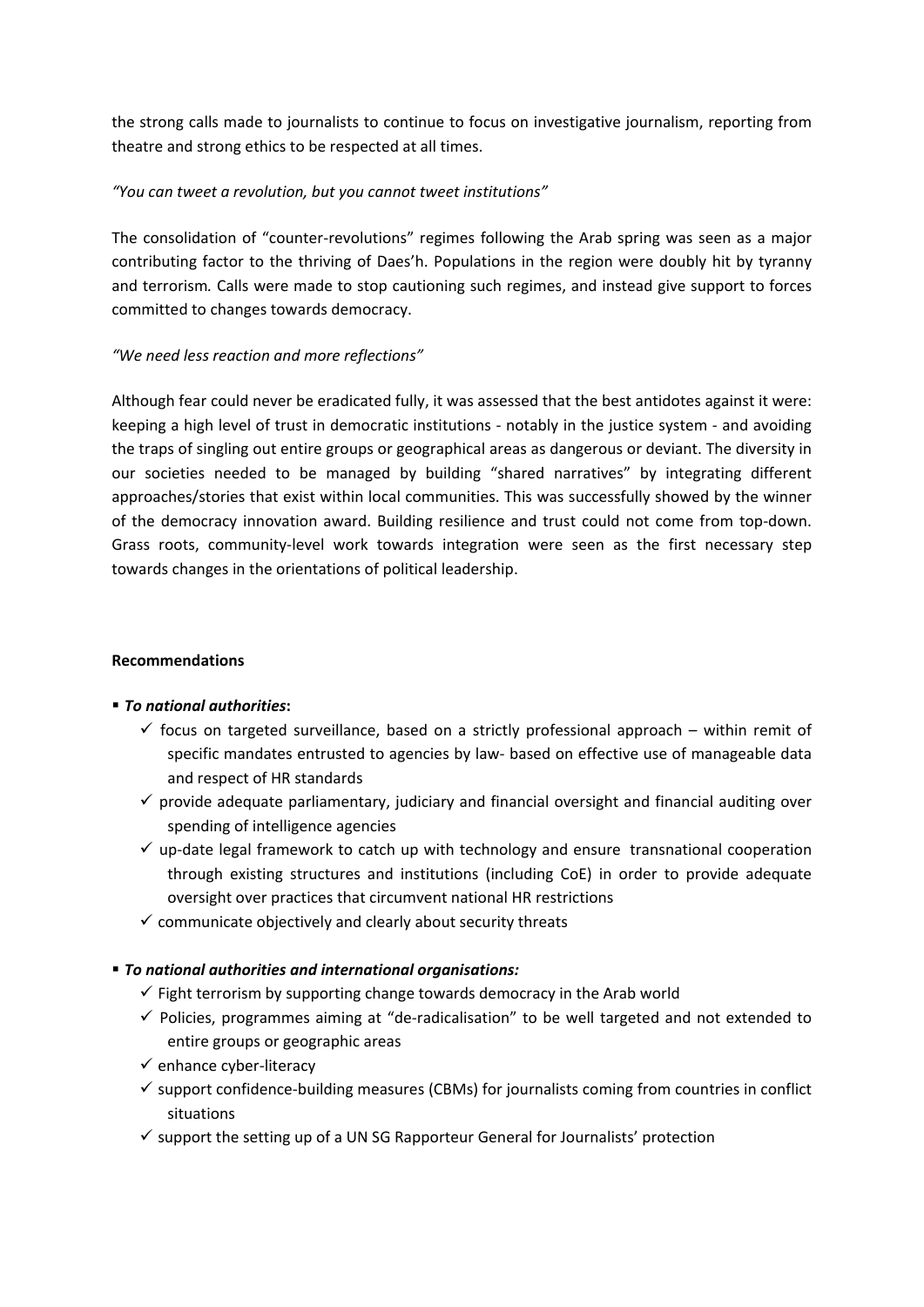the strong calls made to journalists to continue to focus on investigative journalism, reporting from theatre and strong ethics to be respected at all times.

*"You can tweet a revolution, but you cannot tweet institutions"*

The consolidation of "counter-revolutions" regimes following the Arab spring was seen as a major contributing factor to the thriving of Daes'h. Populations in the region were doubly hit by tyranny and terrorism. Calls were made to stop cautioning such regimes, and instead give support to forces committed to changes towards democracy.

*"We need less reaction and more reflections"*

Although fear could never be eradicated fully, it was assessed that the best antidotes against it were: keeping a high level of trust in democratic institutions - notably in the justice system - and avoiding the traps of singling out entire groups or geographical areas as dangerous or deviant. The diversity in our societies needed to be managed by building "shared narratives" by integrating different approaches/stories that exist within local communities. This was successfully showed by the winner of the democracy innovation award. Building resilience and trust could not come from top-down. Grass roots, community-level work towards integration were seen as the first necessary step towards changes in the orientations of political leadership.

**Recommendations**

- ***To national authorities*:**
  - ✓ focus on targeted surveillance, based on a strictly professional approach – within remit of specific mandates entrusted to agencies by law- based on effective use of manageable data and respect of HR standards
  - ✓ provide adequate parliamentary, judiciary and financial oversight and financial auditing over spending of intelligence agencies
  - ✓ up-date legal framework to catch up with technology and ensure transnational cooperation through existing structures and institutions (including CoE) in order to provide adequate oversight over practices that circumvent national HR restrictions
  - ✓ communicate objectively and clearly about security threats

- ***To national authorities and international organisations:***
  - ✓ Fight terrorism by supporting change towards democracy in the Arab world
  - ✓ Policies, programmes aiming at "de-radicalisation" to be well targeted and not extended to entire groups or geographic areas
  - ✓ enhance cyber-literacy
  - ✓ support confidence-building measures (CBMs) for journalists coming from countries in conflict situations
  - ✓ support the setting up of a UN SG Rapporteur General for Journalists' protection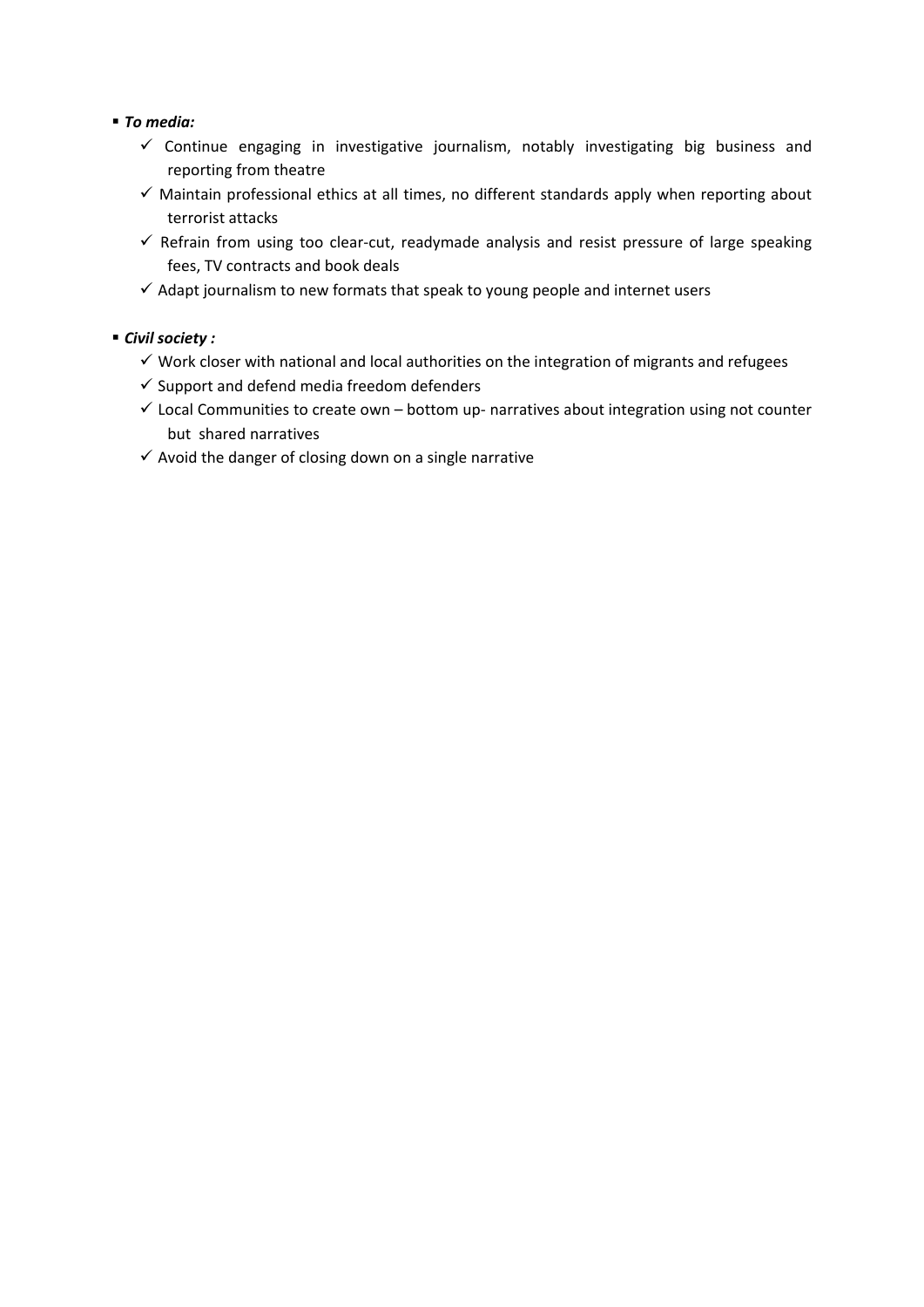- ***To media:***
  - ✓ Continue engaging in investigative journalism, notably investigating big business and reporting from theatre
  - ✓ Maintain professional ethics at all times, no different standards apply when reporting about terrorist attacks
  - ✓ Refrain from using too clear-cut, readymade analysis and resist pressure of large speaking fees, TV contracts and book deals
  - ✓ Adapt journalism to new formats that speak to young people and internet users

- ***Civil society :***
  - ✓ Work closer with national and local authorities on the integration of migrants and refugees
  - ✓ Support and defend media freedom defenders
  - ✓ Local Communities to create own – bottom up- narratives about integration using not counter but shared narratives
  - ✓ Avoid the danger of closing down on a single narrative